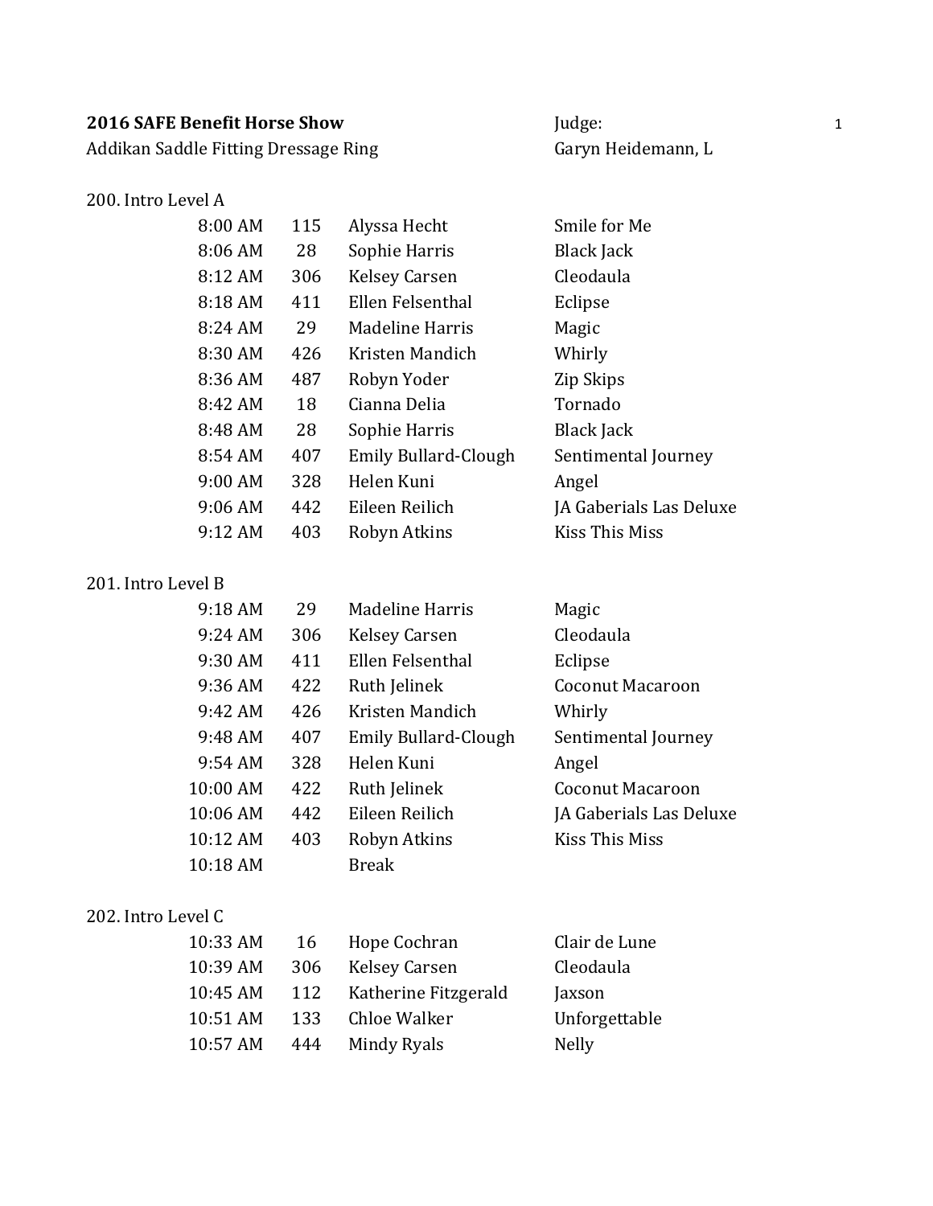**2016 SAFE Benefit Horse Show**
Addikan Saddle Fitting Dressage Ring

Judge:
Garyn Heidemann, L

200. Intro Level A

| Time | No. | Rider | Horse |
|---|---|---|---|
| 8:00 AM | 115 | Alyssa Hecht | Smile for Me |
| 8:06 AM | 28 | Sophie Harris | Black Jack |
| 8:12 AM | 306 | Kelsey Carsen | Cleodaula |
| 8:18 AM | 411 | Ellen Felsenthal | Eclipse |
| 8:24 AM | 29 | Madeline Harris | Magic |
| 8:30 AM | 426 | Kristen Mandich | Whirly |
| 8:36 AM | 487 | Robyn Yoder | Zip Skips |
| 8:42 AM | 18 | Cianna Delia | Tornado |
| 8:48 AM | 28 | Sophie Harris | Black Jack |
| 8:54 AM | 407 | Emily Bullard-Clough | Sentimental Journey |
| 9:00 AM | 328 | Helen Kuni | Angel |
| 9:06 AM | 442 | Eileen Reilich | JA Gaberials Las Deluxe |
| 9:12 AM | 403 | Robyn Atkins | Kiss This Miss |

201. Intro Level B

| Time | No. | Rider | Horse |
|---|---|---|---|
| 9:18 AM | 29 | Madeline Harris | Magic |
| 9:24 AM | 306 | Kelsey Carsen | Cleodaula |
| 9:30 AM | 411 | Ellen Felsenthal | Eclipse |
| 9:36 AM | 422 | Ruth Jelinek | Coconut Macaroon |
| 9:42 AM | 426 | Kristen Mandich | Whirly |
| 9:48 AM | 407 | Emily Bullard-Clough | Sentimental Journey |
| 9:54 AM | 328 | Helen Kuni | Angel |
| 10:00 AM | 422 | Ruth Jelinek | Coconut Macaroon |
| 10:06 AM | 442 | Eileen Reilich | JA Gaberials Las Deluxe |
| 10:12 AM | 403 | Robyn Atkins | Kiss This Miss |
| 10:18 AM | | Break | |

202. Intro Level C

| Time | No. | Rider | Horse |
|---|---|---|---|
| 10:33 AM | 16 | Hope Cochran | Clair de Lune |
| 10:39 AM | 306 | Kelsey Carsen | Cleodaula |
| 10:45 AM | 112 | Katherine Fitzgerald | Jaxson |
| 10:51 AM | 133 | Chloe Walker | Unforgettable |
| 10:57 AM | 444 | Mindy Ryals | Nelly |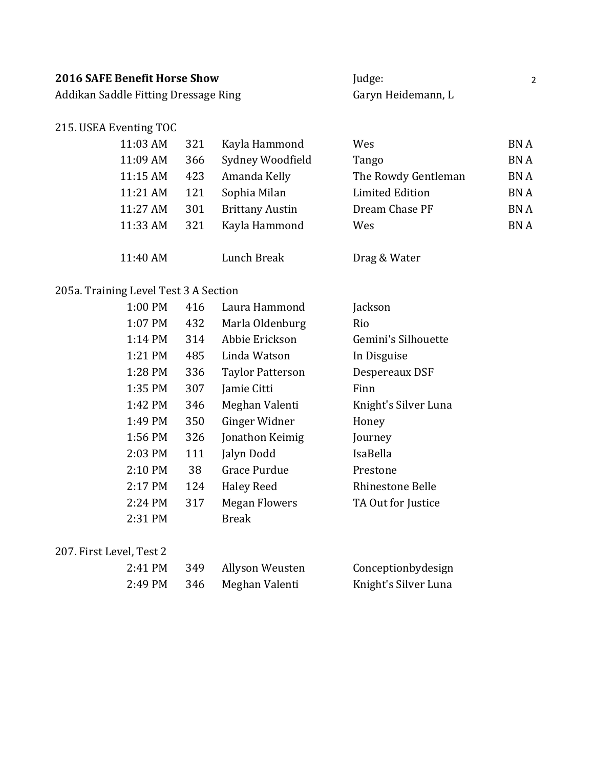**2016 SAFE Benefit Horse Show**
Addikan Saddle Fitting Dressage Ring

Judge:
Garyn Heidemann, L

215. USEA Eventing TOC

| Time | No. | Rider | Horse | Division |
|---|---|---|---|---|
| 11:03 AM | 321 | Kayla Hammond | Wes | BN A |
| 11:09 AM | 366 | Sydney Woodfield | Tango | BN A |
| 11:15 AM | 423 | Amanda Kelly | The Rowdy Gentleman | BN A |
| 11:21 AM | 121 | Sophia Milan | Limited Edition | BN A |
| 11:27 AM | 301 | Brittany Austin | Dream Chase PF | BN A |
| 11:33 AM | 321 | Kayla Hammond | Wes | BN A |
| 11:40 AM | | Lunch Break | Drag & Water | |

205a. Training Level Test 3 A Section

| Time | No. | Rider | Horse |
|---|---|---|---|
| 1:00 PM | 416 | Laura Hammond | Jackson |
| 1:07 PM | 432 | Marla Oldenburg | Rio |
| 1:14 PM | 314 | Abbie Erickson | Gemini's Silhouette |
| 1:21 PM | 485 | Linda Watson | In Disguise |
| 1:28 PM | 336 | Taylor Patterson | Despereaux DSF |
| 1:35 PM | 307 | Jamie Citti | Finn |
| 1:42 PM | 346 | Meghan Valenti | Knight's Silver Luna |
| 1:49 PM | 350 | Ginger Widner | Honey |
| 1:56 PM | 326 | Jonathon Keimig | Journey |
| 2:03 PM | 111 | Jalyn Dodd | IsaBella |
| 2:10 PM | 38 | Grace Purdue | Prestone |
| 2:17 PM | 124 | Haley Reed | Rhinestone Belle |
| 2:24 PM | 317 | Megan Flowers | TA Out for Justice |
| 2:31 PM | | Break | |

207. First Level, Test 2

| Time | No. | Rider | Horse |
|---|---|---|---|
| 2:41 PM | 349 | Allyson Weusten | Conceptionbydesign |
| 2:49 PM | 346 | Meghan Valenti | Knight's Silver Luna |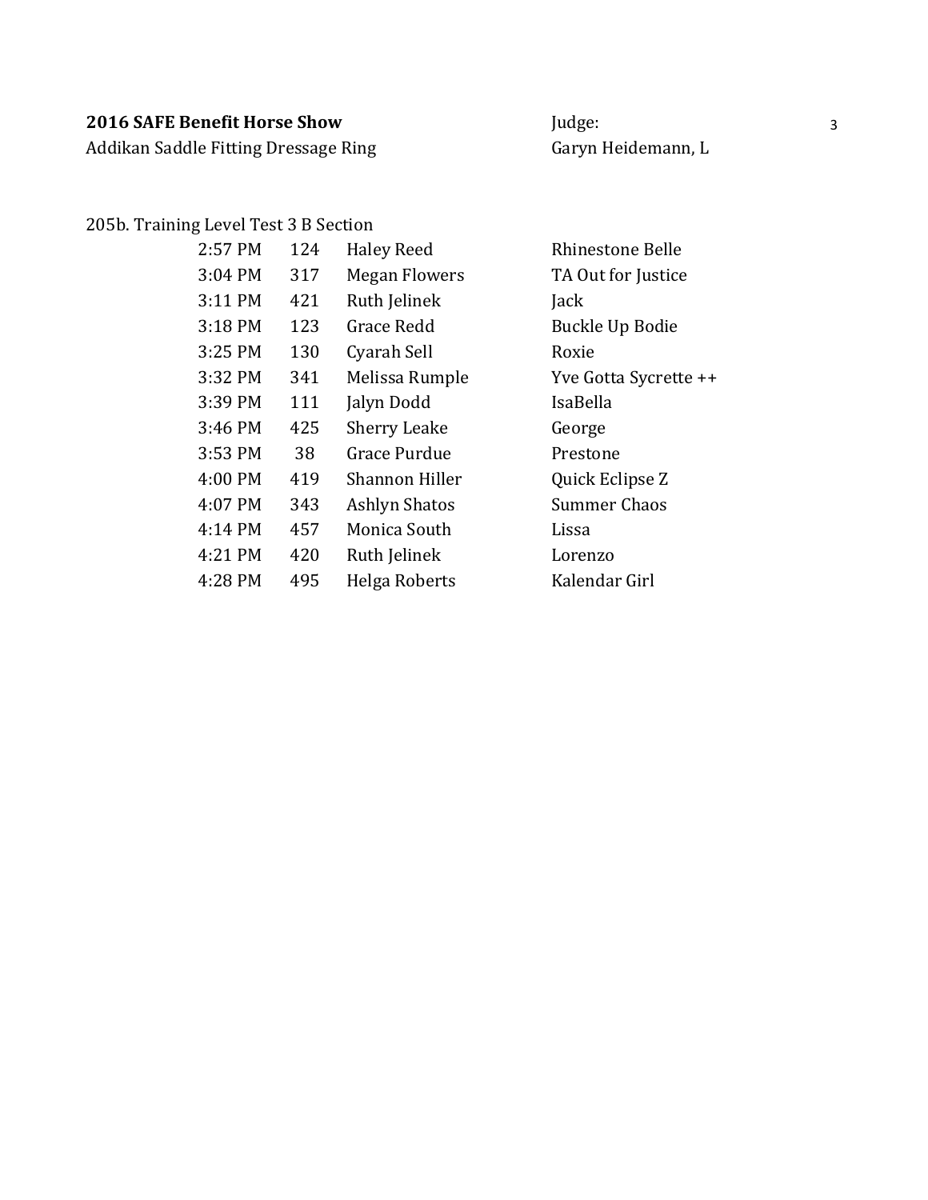**2016 SAFE Benefit Horse Show**
Addikan Saddle Fitting Dressage Ring

Judge:
Garyn Heidemann, L

205b. Training Level Test 3 B Section

| Time | No. | Rider | Horse |
|---|---|---|---|
| 2:57 PM | 124 | Haley Reed | Rhinestone Belle |
| 3:04 PM | 317 | Megan Flowers | TA Out for Justice |
| 3:11 PM | 421 | Ruth Jelinek | Jack |
| 3:18 PM | 123 | Grace Redd | Buckle Up Bodie |
| 3:25 PM | 130 | Cyarah Sell | Roxie |
| 3:32 PM | 341 | Melissa Rumple | Yve Gotta Sycrette ++ |
| 3:39 PM | 111 | Jalyn Dodd | IsaBella |
| 3:46 PM | 425 | Sherry Leake | George |
| 3:53 PM | 38 | Grace Purdue | Prestone |
| 4:00 PM | 419 | Shannon Hiller | Quick Eclipse Z |
| 4:07 PM | 343 | Ashlyn Shatos | Summer Chaos |
| 4:14 PM | 457 | Monica South | Lissa |
| 4:21 PM | 420 | Ruth Jelinek | Lorenzo |
| 4:28 PM | 495 | Helga Roberts | Kalendar Girl |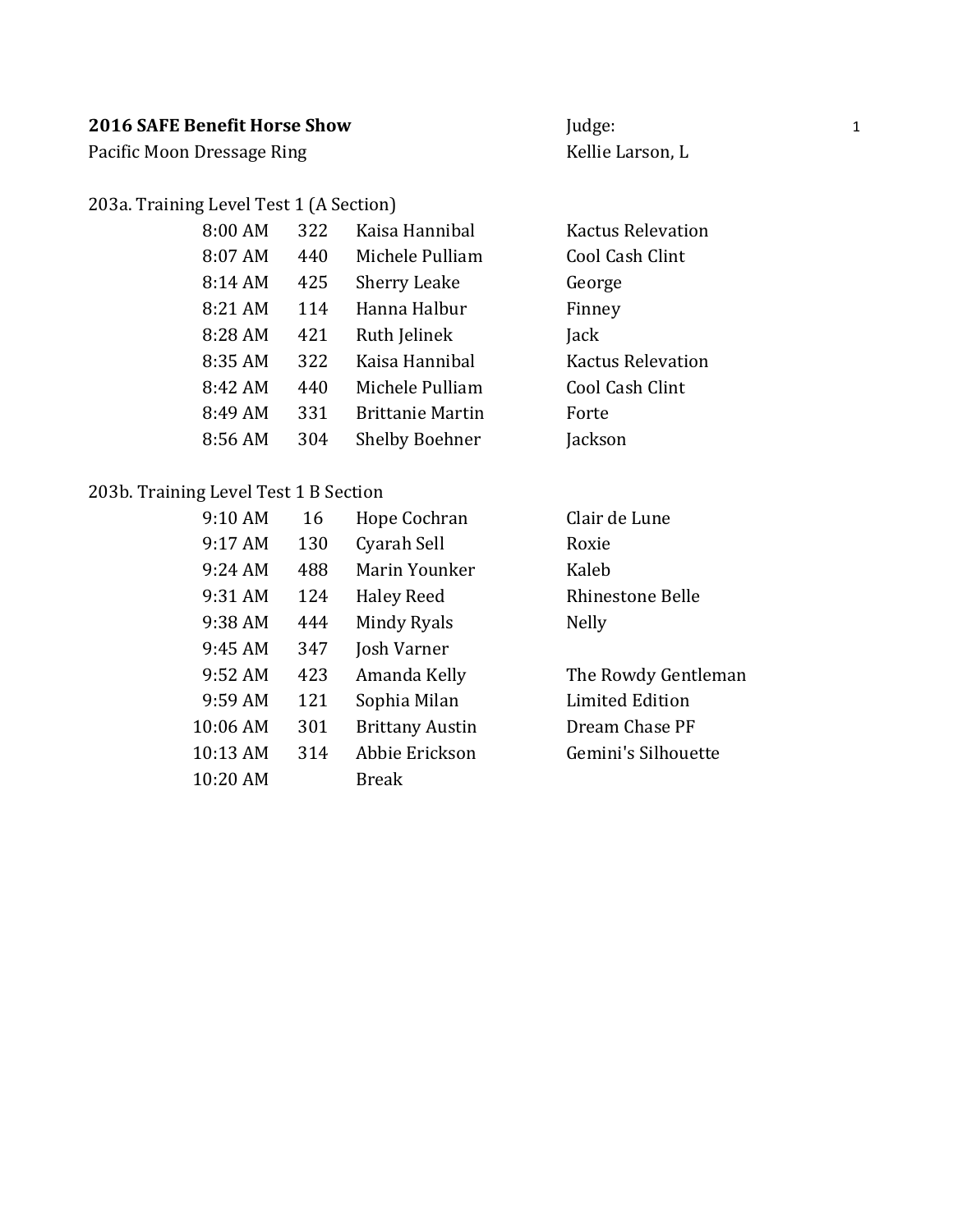**2016 SAFE Benefit Horse Show**

Pacific Moon Dressage Ring

Judge:

Kellie Larson, L

203a. Training Level Test 1 (A Section)

| Time | No. | Rider | Horse |
|---|---|---|---|
| 8:00 AM | 322 | Kaisa Hannibal | Kactus Relevation |
| 8:07 AM | 440 | Michele Pulliam | Cool Cash Clint |
| 8:14 AM | 425 | Sherry Leake | George |
| 8:21 AM | 114 | Hanna Halbur | Finney |
| 8:28 AM | 421 | Ruth Jelinek | Jack |
| 8:35 AM | 322 | Kaisa Hannibal | Kactus Relevation |
| 8:42 AM | 440 | Michele Pulliam | Cool Cash Clint |
| 8:49 AM | 331 | Brittanie Martin | Forte |
| 8:56 AM | 304 | Shelby Boehner | Jackson |

203b. Training Level Test 1 B Section

| Time | No. | Rider | Horse |
|---|---|---|---|
| 9:10 AM | 16 | Hope Cochran | Clair de Lune |
| 9:17 AM | 130 | Cyarah Sell | Roxie |
| 9:24 AM | 488 | Marin Younker | Kaleb |
| 9:31 AM | 124 | Haley Reed | Rhinestone Belle |
| 9:38 AM | 444 | Mindy Ryals | Nelly |
| 9:45 AM | 347 | Josh Varner | |
| 9:52 AM | 423 | Amanda Kelly | The Rowdy Gentleman |
| 9:59 AM | 121 | Sophia Milan | Limited Edition |
| 10:06 AM | 301 | Brittany Austin | Dream Chase PF |
| 10:13 AM | 314 | Abbie Erickson | Gemini's Silhouette |
| 10:20 AM | | Break | |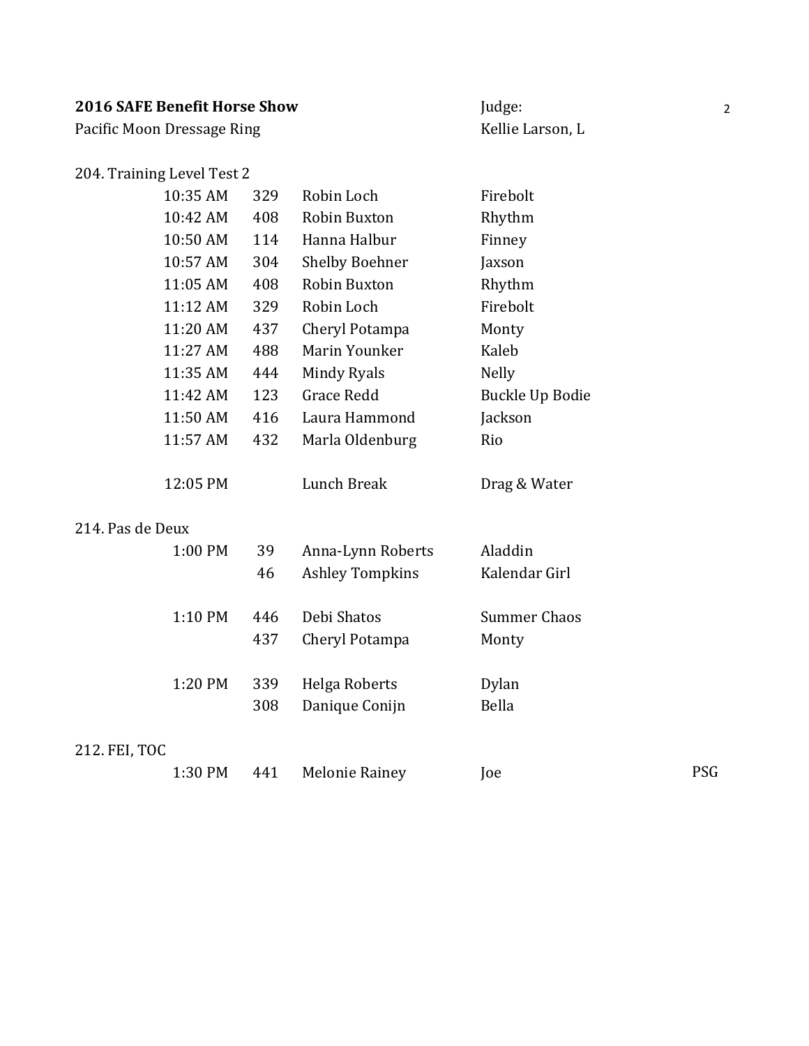**2016 SAFE Benefit Horse Show**
Pacific Moon Dressage Ring

Judge:
Kellie Larson, L

204. Training Level Test 2

| Time | No. | Rider | Horse | |
|---|---|---|---|---|
| 10:35 AM | 329 | Robin Loch | Firebolt | |
| 10:42 AM | 408 | Robin Buxton | Rhythm | |
| 10:50 AM | 114 | Hanna Halbur | Finney | |
| 10:57 AM | 304 | Shelby Boehner | Jaxson | |
| 11:05 AM | 408 | Robin Buxton | Rhythm | |
| 11:12 AM | 329 | Robin Loch | Firebolt | |
| 11:20 AM | 437 | Cheryl Potampa | Monty | |
| 11:27 AM | 488 | Marin Younker | Kaleb | |
| 11:35 AM | 444 | Mindy Ryals | Nelly | |
| 11:42 AM | 123 | Grace Redd | Buckle Up Bodie | |
| 11:50 AM | 416 | Laura Hammond | Jackson | |
| 11:57 AM | 432 | Marla Oldenburg | Rio | |
| 12:05 PM | | Lunch Break | Drag & Water | |

214. Pas de Deux

| Time | No. | Rider | Horse | |
|---|---|---|---|---|
| 1:00 PM | 39 | Anna-Lynn Roberts | Aladdin | |
| | 46 | Ashley Tompkins | Kalendar Girl | |
| 1:10 PM | 446 | Debi Shatos | Summer Chaos | |
| | 437 | Cheryl Potampa | Monty | |
| 1:20 PM | 339 | Helga Roberts | Dylan | |
| | 308 | Danique Conijn | Bella | |

212. FEI, TOC

| Time | No. | Rider | Horse | |
|---|---|---|---|---|
| 1:30 PM | 441 | Melonie Rainey | Joe | PSG |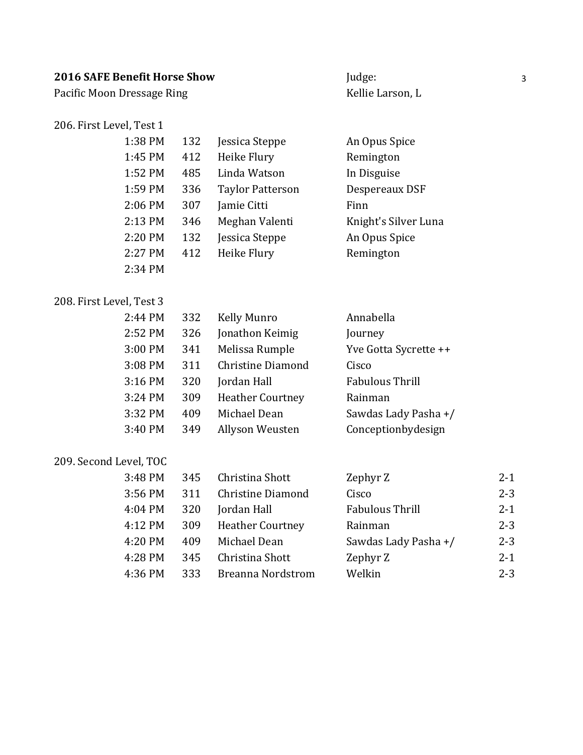**2016 SAFE Benefit Horse Show**
Pacific Moon Dressage Ring

Judge:
Kellie Larson, L

206. First Level, Test 1

| | | | |
|---|---|---|---|
| 1:38 PM | 132 | Jessica Steppe | An Opus Spice |
| 1:45 PM | 412 | Heike Flury | Remington |
| 1:52 PM | 485 | Linda Watson | In Disguise |
| 1:59 PM | 336 | Taylor Patterson | Despereaux DSF |
| 2:06 PM | 307 | Jamie Citti | Finn |
| 2:13 PM | 346 | Meghan Valenti | Knight's Silver Luna |
| 2:20 PM | 132 | Jessica Steppe | An Opus Spice |
| 2:27 PM | 412 | Heike Flury | Remington |
| 2:34 PM | | | |

208. First Level, Test 3

| | | | |
|---|---|---|---|
| 2:44 PM | 332 | Kelly Munro | Annabella |
| 2:52 PM | 326 | Jonathon Keimig | Journey |
| 3:00 PM | 341 | Melissa Rumple | Yve Gotta Sycrette ++ |
| 3:08 PM | 311 | Christine Diamond | Cisco |
| 3:16 PM | 320 | Jordan Hall | Fabulous Thrill |
| 3:24 PM | 309 | Heather Courtney | Rainman |
| 3:32 PM | 409 | Michael Dean | Sawdas Lady Pasha +/ |
| 3:40 PM | 349 | Allyson Weusten | Conceptionbydesign |

209. Second Level, TOC

| | | | | |
|---|---|---|---|---|
| 3:48 PM | 345 | Christina Shott | Zephyr Z | 2-1 |
| 3:56 PM | 311 | Christine Diamond | Cisco | 2-3 |
| 4:04 PM | 320 | Jordan Hall | Fabulous Thrill | 2-1 |
| 4:12 PM | 309 | Heather Courtney | Rainman | 2-3 |
| 4:20 PM | 409 | Michael Dean | Sawdas Lady Pasha +/ | 2-3 |
| 4:28 PM | 345 | Christina Shott | Zephyr Z | 2-1 |
| 4:36 PM | 333 | Breanna Nordstrom | Welkin | 2-3 |